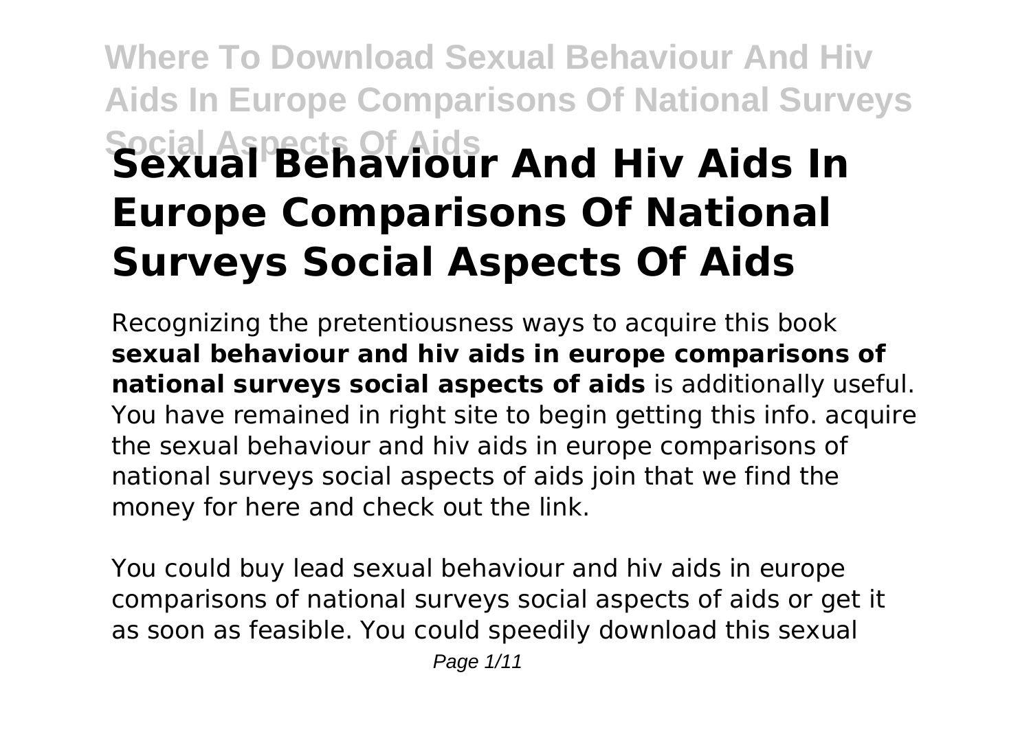# Sexual Behaviour And Hiv Aids In Europe Comparisons Of National Surveys Social Aspects Of Aids

Recognizing the pretentiousness ways to acquire this book **sexual behaviour and hiv aids in europe comparisons of national surveys social aspects of aids** is additionally useful. You have remained in right site to begin getting this info. acquire the sexual behaviour and hiv aids in europe comparisons of national surveys social aspects of aids join that we find the money for here and check out the link.

You could buy lead sexual behaviour and hiv aids in europe comparisons of national surveys social aspects of aids or get it as soon as feasible. You could speedily download this sexual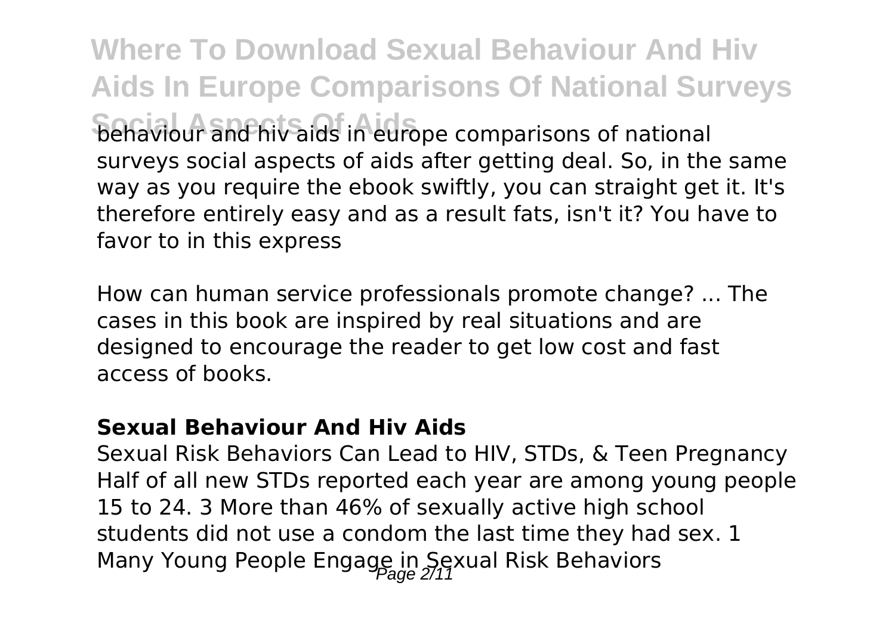behaviour and hiv aids in europe comparisons of national surveys social aspects of aids after getting deal. So, in the same way as you require the ebook swiftly, you can straight get it. It's therefore entirely easy and as a result fats, isn't it? You have to favor to in this express

How can human service professionals promote change? ... The cases in this book are inspired by real situations and are designed to encourage the reader to get low cost and fast access of books.

### **Sexual Behaviour And Hiv Aids**

Sexual Risk Behaviors Can Lead to HIV, STDs, & Teen Pregnancy Half of all new STDs reported each year are among young people 15 to 24. 3 More than 46% of sexually active high school students did not use a condom the last time they had sex. 1 Many Young People Engage in Sexual Risk Behaviors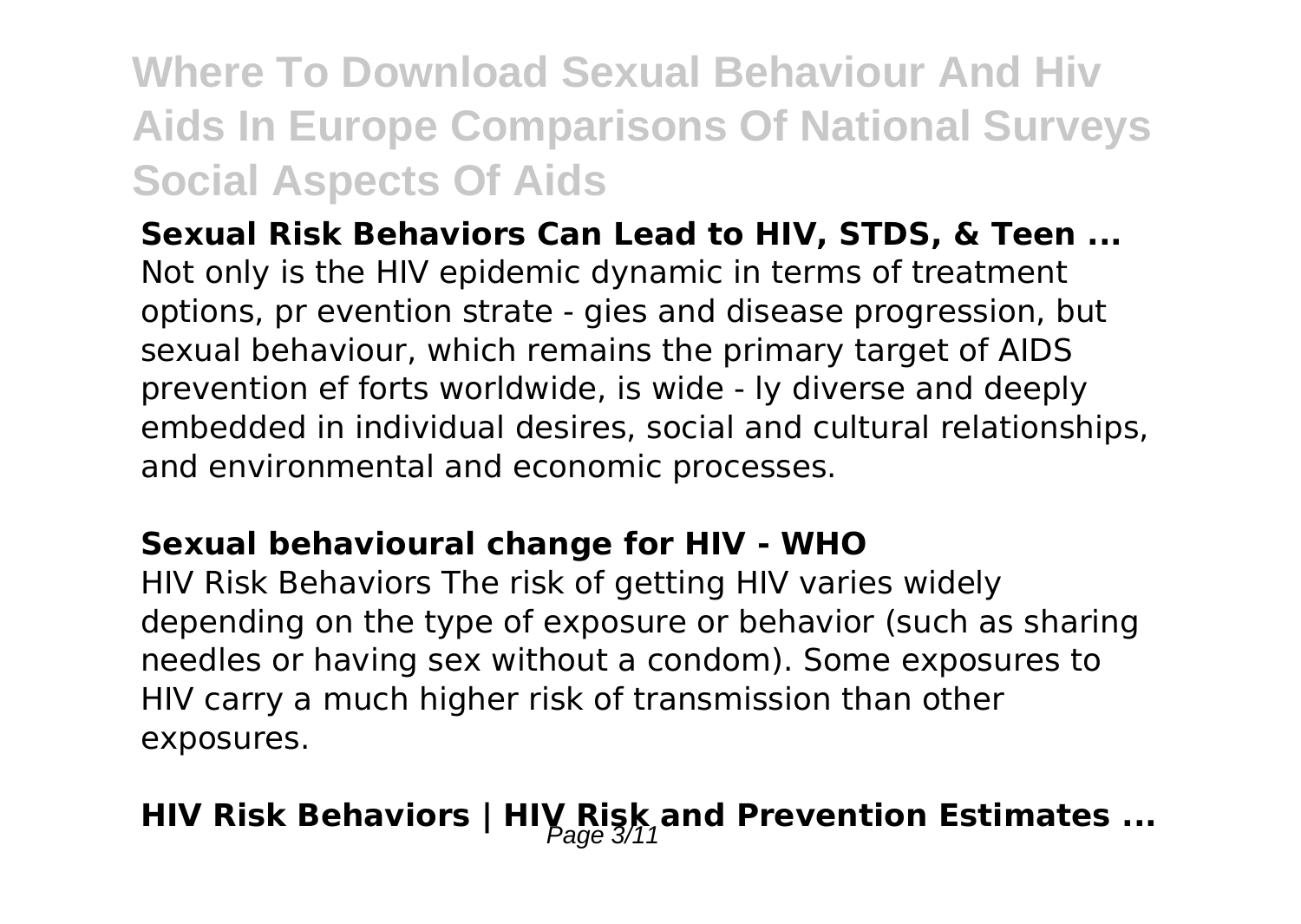# Where To Download Sexual Behaviour And Hiv Aids In Europe Comparisons Of National Surveys Social Aspects Of Aids

**Sexual Risk Behaviors Can Lead to HIV, STDS, & Teen ...**

Not only is the HIV epidemic dynamic in terms of treatment options, pr evention strate - gies and disease progression, but sexual behaviour, which remains the primary target of AIDS prevention ef forts worldwide, is wide - ly diverse and deeply embedded in individual desires, social and cultural relationships, and environmental and economic processes.

**Sexual behavioural change for HIV - WHO**

HIV Risk Behaviors The risk of getting HIV varies widely depending on the type of exposure or behavior (such as sharing needles or having sex without a condom). Some exposures to HIV carry a much higher risk of transmission than other exposures.

**HIV Risk Behaviors | HIV Risk and Prevention Estimates ...**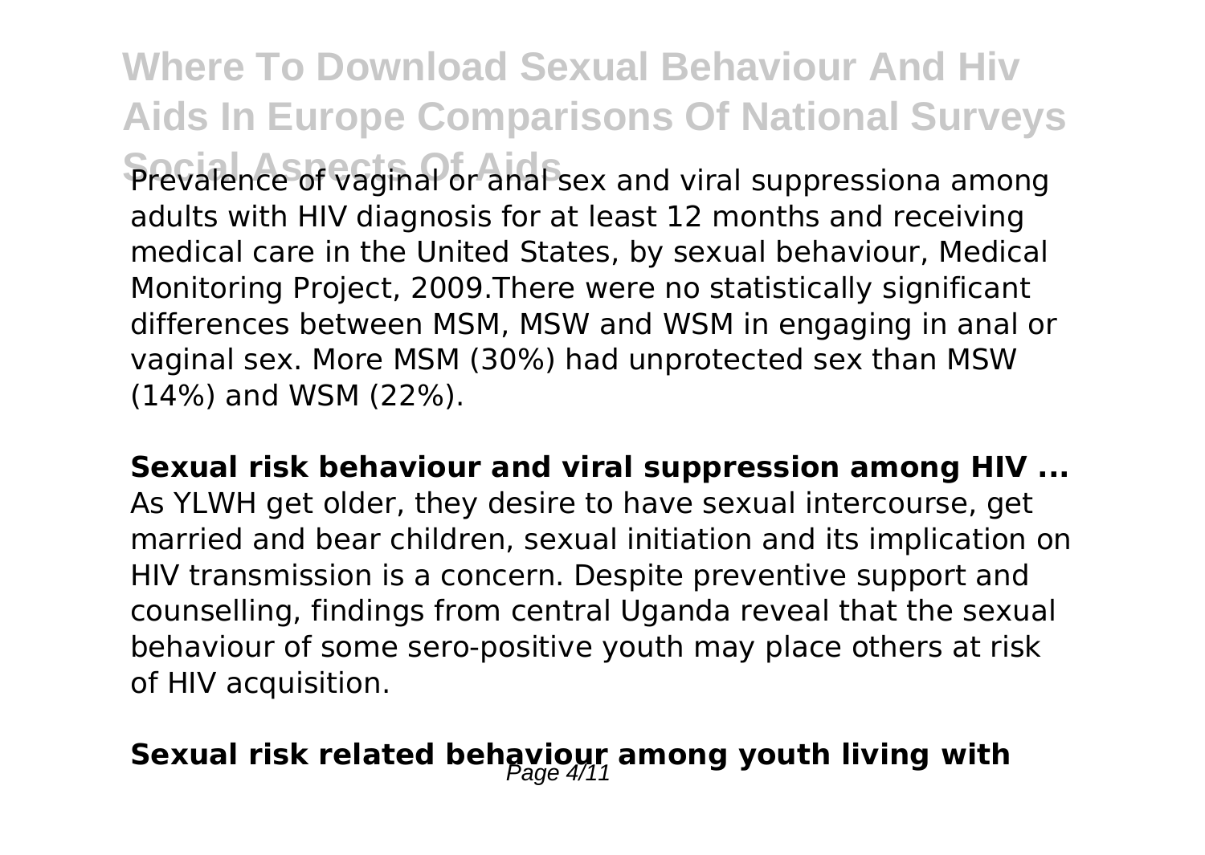Prevalence of vaginal or anal sex and viral suppressiona among adults with HIV diagnosis for at least 12 months and receiving medical care in the United States, by sexual behaviour, Medical Monitoring Project, 2009.There were no statistically significant differences between MSM, MSW and WSM in engaging in anal or vaginal sex. More MSM (30%) had unprotected sex than MSW (14%) and WSM (22%).

**Sexual risk behaviour and viral suppression among HIV ...**

As YLWH get older, they desire to have sexual intercourse, get married and bear children, sexual initiation and its implication on HIV transmission is a concern. Despite preventive support and counselling, findings from central Uganda reveal that the sexual behaviour of some sero-positive youth may place others at risk of HIV acquisition.

## Sexual risk related behaviour among youth living with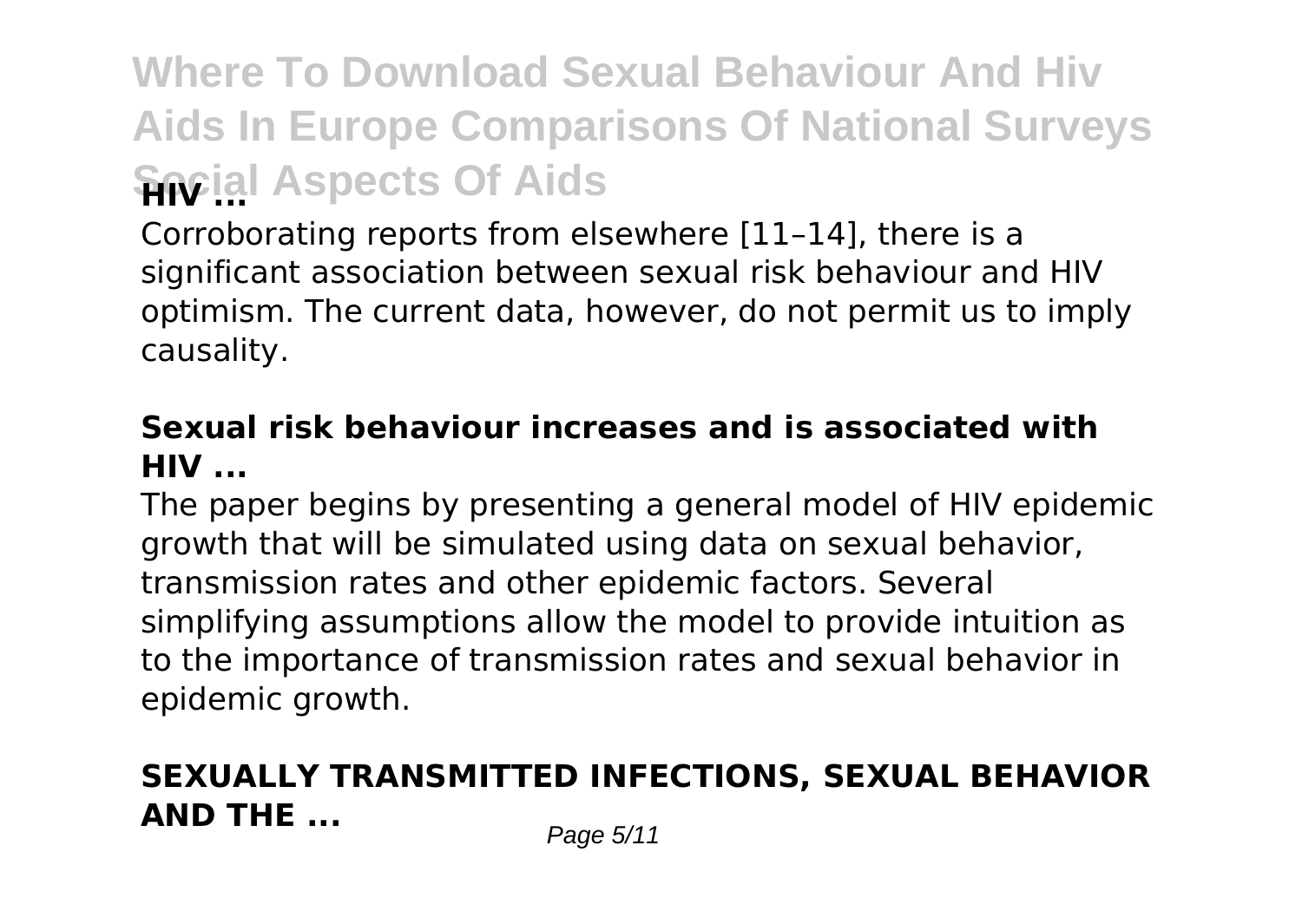**HIV ...**

Corroborating reports from elsewhere [11–14], there is a significant association between sexual risk behaviour and HIV optimism. The current data, however, do not permit us to imply causality.

## Sexual risk behaviour increases and is associated with HIV ...

The paper begins by presenting a general model of HIV epidemic growth that will be simulated using data on sexual behavior, transmission rates and other epidemic factors. Several simplifying assumptions allow the model to provide intuition as to the importance of transmission rates and sexual behavior in epidemic growth.

## SEXUALLY TRANSMITTED INFECTIONS, SEXUAL BEHAVIOR AND THE ...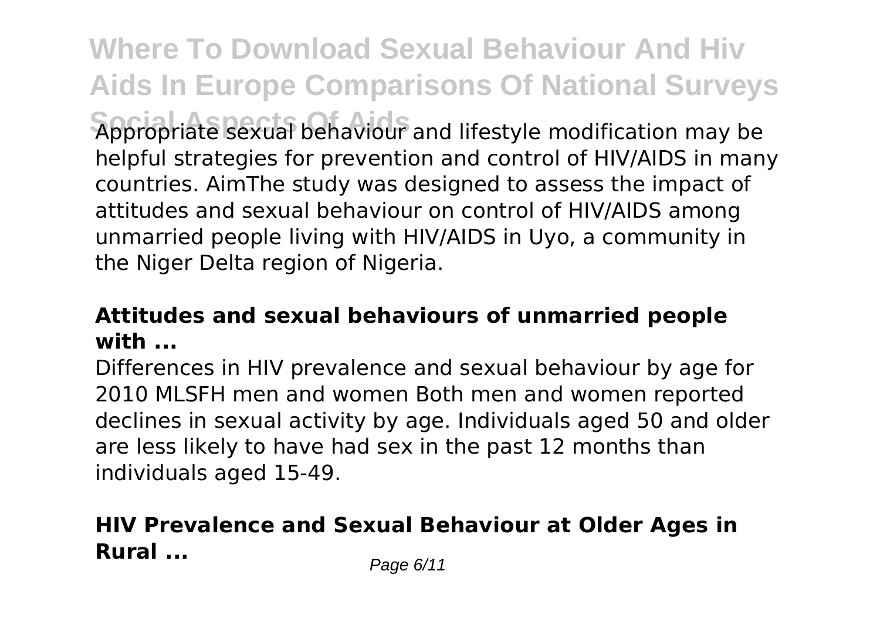Appropriate sexual behaviour and lifestyle modification may be helpful strategies for prevention and control of HIV/AIDS in many countries. AimThe study was designed to assess the impact of attitudes and sexual behaviour on control of HIV/AIDS among unmarried people living with HIV/AIDS in Uyo, a community in the Niger Delta region of Nigeria.

### Attitudes and sexual behaviours of unmarried people with ...

Differences in HIV prevalence and sexual behaviour by age for 2010 MLSFH men and women Both men and women reported declines in sexual activity by age. Individuals aged 50 and older are less likely to have had sex in the past 12 months than individuals aged 15-49.

## HIV Prevalence and Sexual Behaviour at Older Ages in Rural ...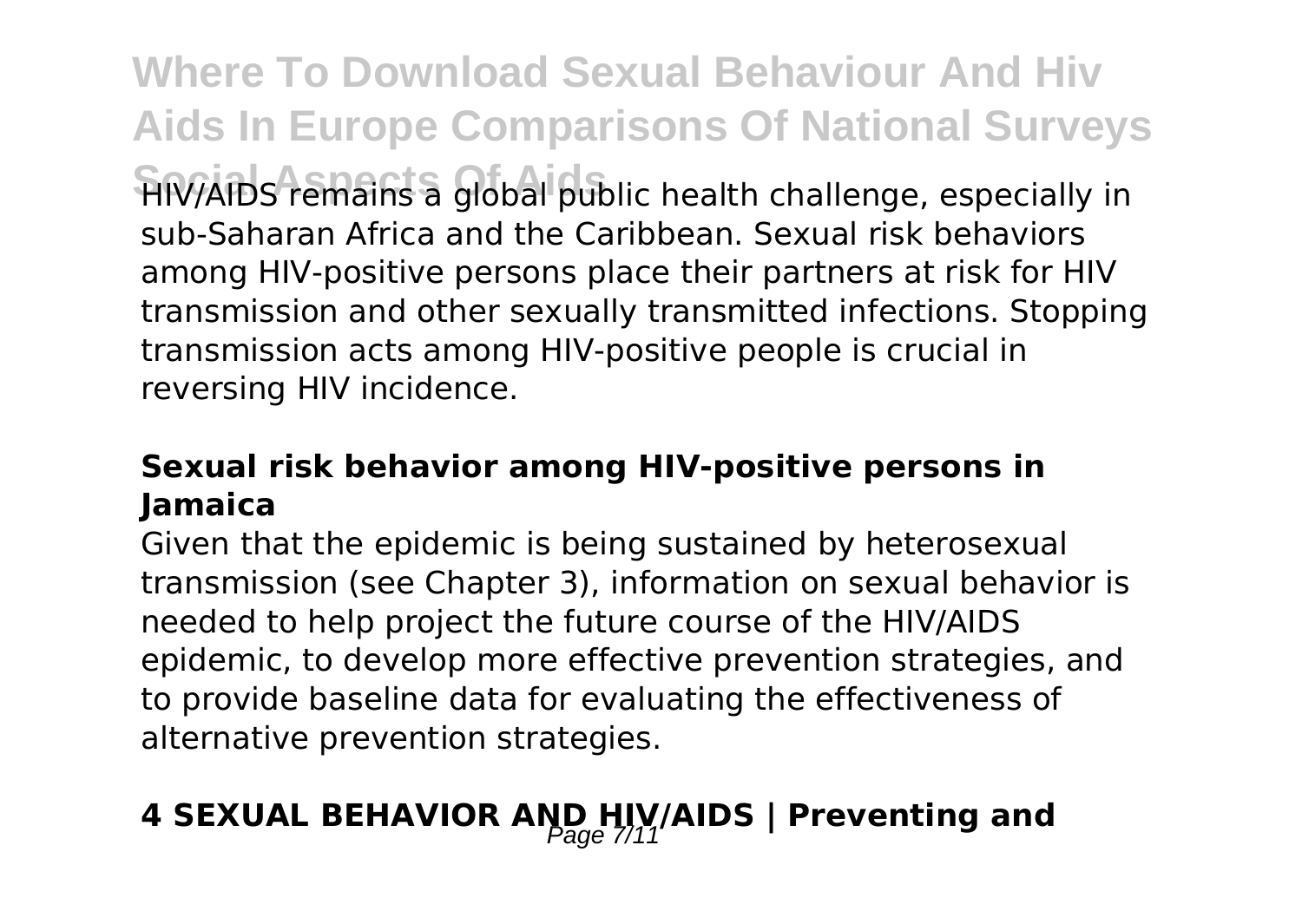HIV/AIDS remains a global public health challenge, especially in sub-Saharan Africa and the Caribbean. Sexual risk behaviors among HIV-positive persons place their partners at risk for HIV transmission and other sexually transmitted infections. Stopping transmission acts among HIV-positive people is crucial in reversing HIV incidence.

### Sexual risk behavior among HIV-positive persons in Jamaica

Given that the epidemic is being sustained by heterosexual transmission (see Chapter 3), information on sexual behavior is needed to help project the future course of the HIV/AIDS epidemic, to develop more effective prevention strategies, and to provide baseline data for evaluating the effectiveness of alternative prevention strategies.

## 4 SEXUAL BEHAVIOR AND HIV/AIDS | Preventing and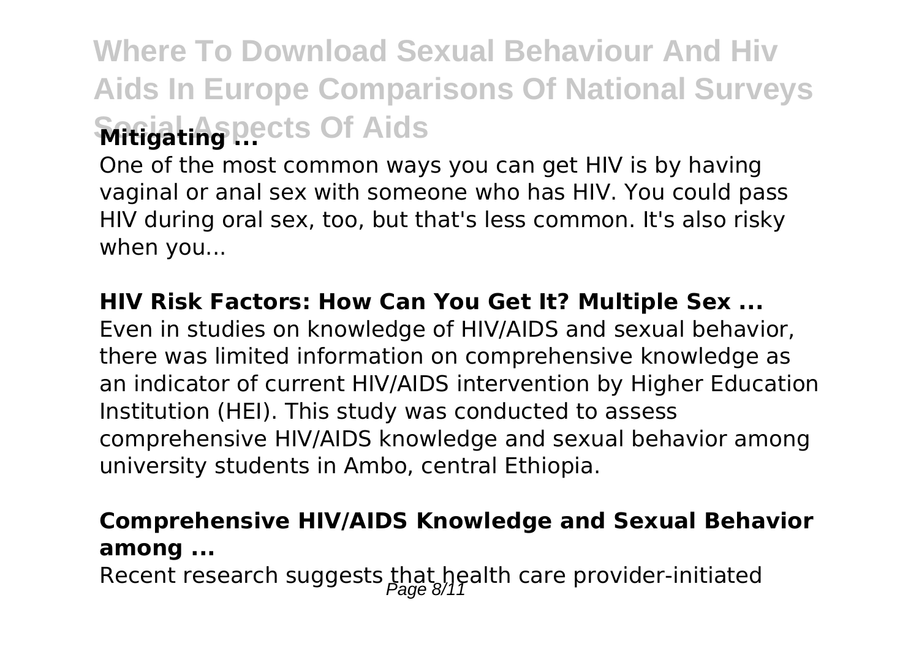**Mitigating ...**

One of the most common ways you can get HIV is by having vaginal or anal sex with someone who has HIV. You could pass HIV during oral sex, too, but that's less common. It's also risky when you...

**HIV Risk Factors: How Can You Get It? Multiple Sex ...**

Even in studies on knowledge of HIV/AIDS and sexual behavior, there was limited information on comprehensive knowledge as an indicator of current HIV/AIDS intervention by Higher Education Institution (HEI). This study was conducted to assess comprehensive HIV/AIDS knowledge and sexual behavior among university students in Ambo, central Ethiopia.

**Comprehensive HIV/AIDS Knowledge and Sexual Behavior among ...**

Recent research suggests that health care provider-initiated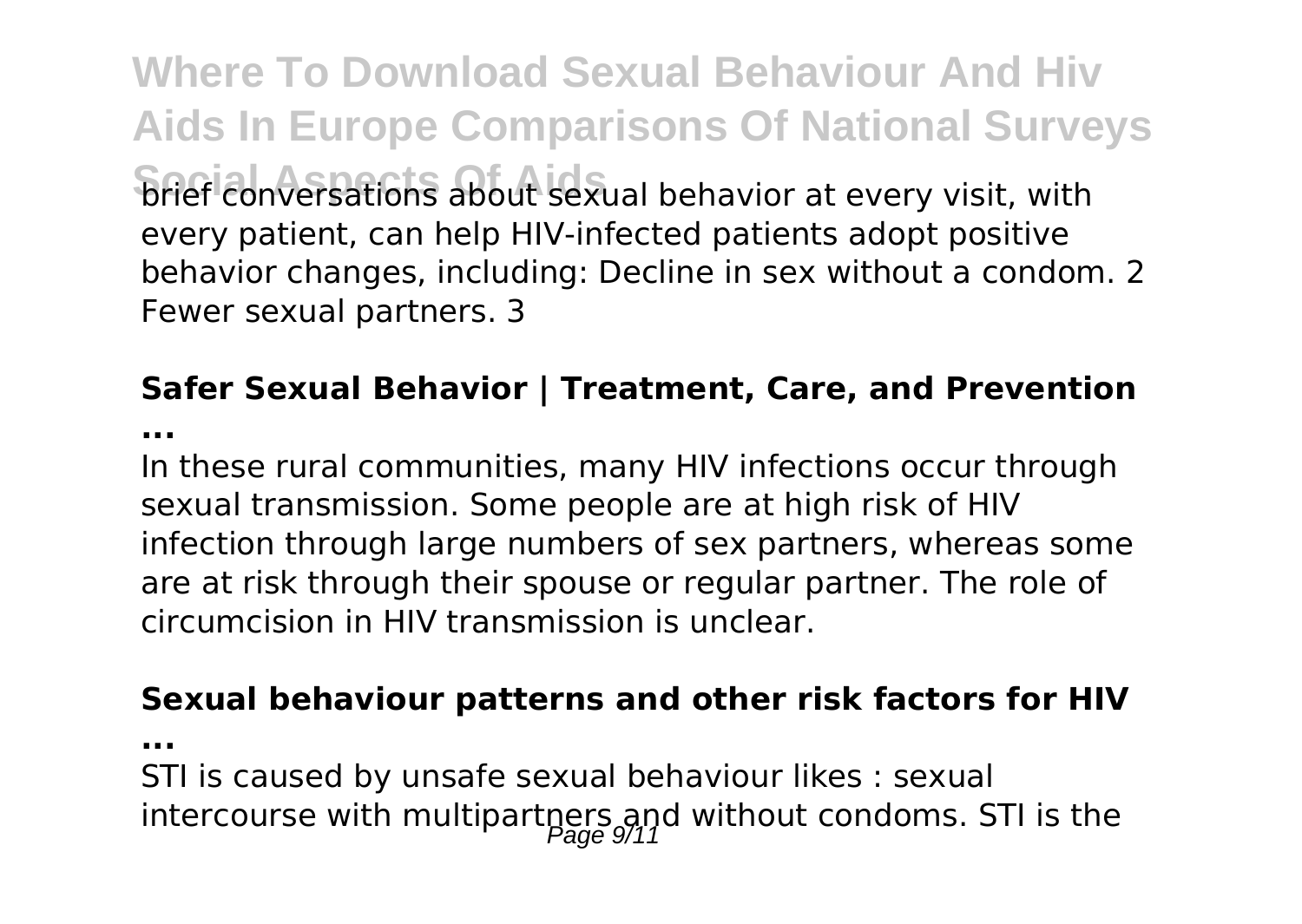brief conversations about sexual behavior at every visit, with every patient, can help HIV-infected patients adopt positive behavior changes, including: Decline in sex without a condom. 2 Fewer sexual partners. 3

### Safer Sexual Behavior | Treatment, Care, and Prevention ...

In these rural communities, many HIV infections occur through sexual transmission. Some people are at high risk of HIV infection through large numbers of sex partners, whereas some are at risk through their spouse or regular partner. The role of circumcision in HIV transmission is unclear.

### Sexual behaviour patterns and other risk factors for HIV ...

STI is caused by unsafe sexual behaviour likes : sexual intercourse with multipartners and without condoms. STI is the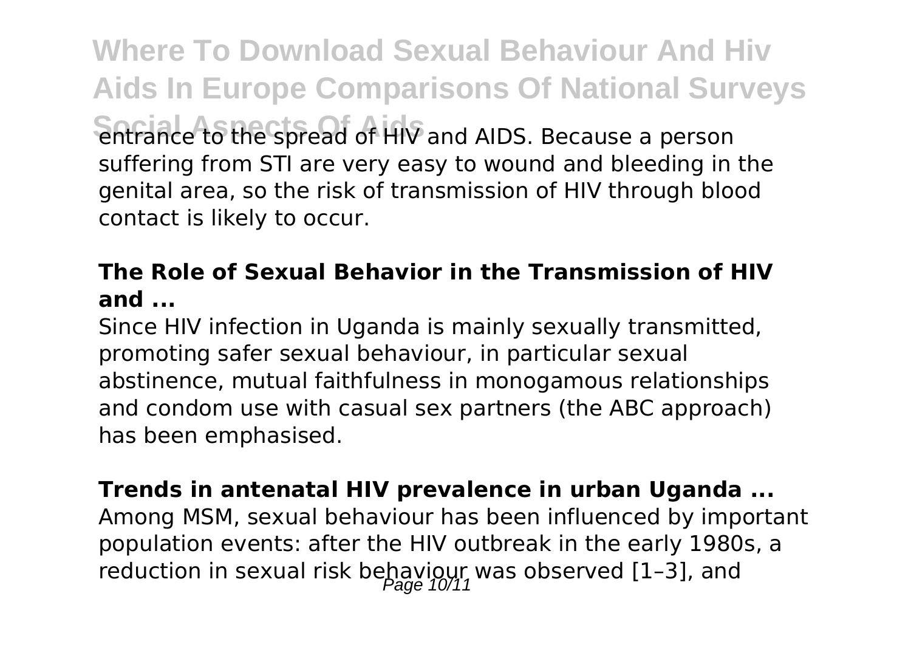entrance to the spread of HIV and AIDS. Because a person suffering from STI are very easy to wound and bleeding in the genital area, so the risk of transmission of HIV through blood contact is likely to occur.

**The Role of Sexual Behavior in the Transmission of HIV and ...**

Since HIV infection in Uganda is mainly sexually transmitted, promoting safer sexual behaviour, in particular sexual abstinence, mutual faithfulness in monogamous relationships and condom use with casual sex partners (the ABC approach) has been emphasised.

**Trends in antenatal HIV prevalence in urban Uganda ...**

Among MSM, sexual behaviour has been influenced by important population events: after the HIV outbreak in the early 1980s, a reduction in sexual risk behaviour was observed [1–3], and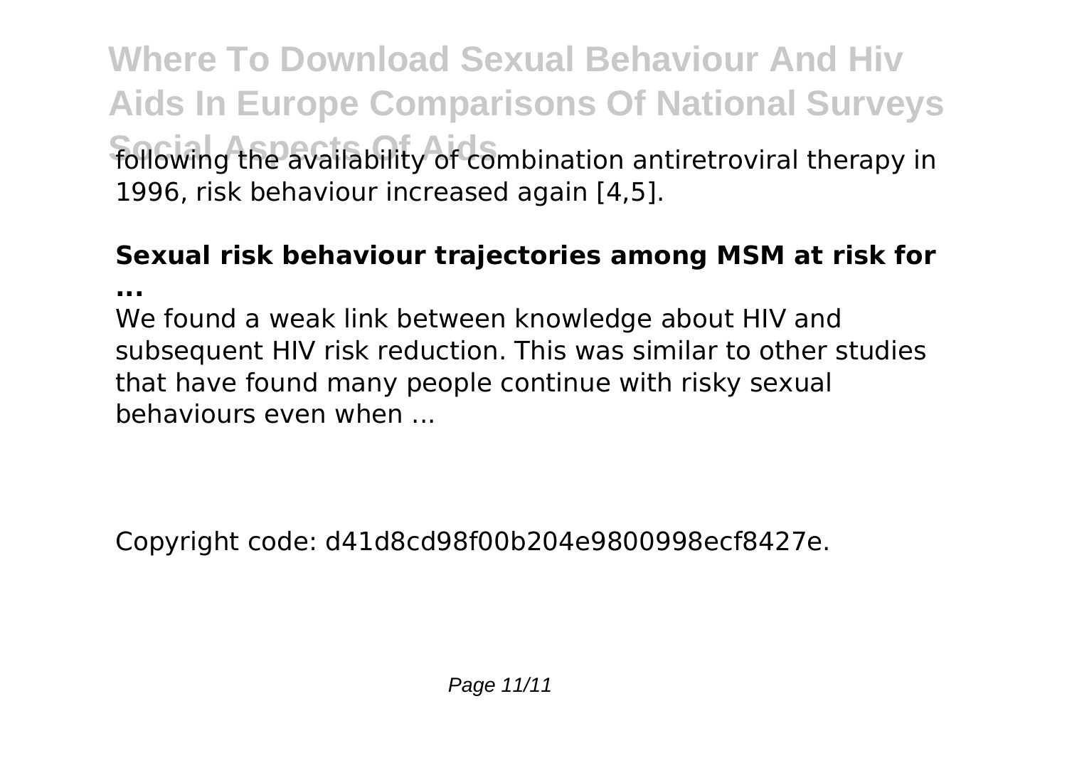following the availability of combination antiretroviral therapy in 1996, risk behaviour increased again [4,5].

**Sexual risk behaviour trajectories among MSM at risk for ...**

We found a weak link between knowledge about HIV and subsequent HIV risk reduction. This was similar to other studies that have found many people continue with risky sexual behaviours even when ...

Copyright code: d41d8cd98f00b204e9800998ecf8427e.